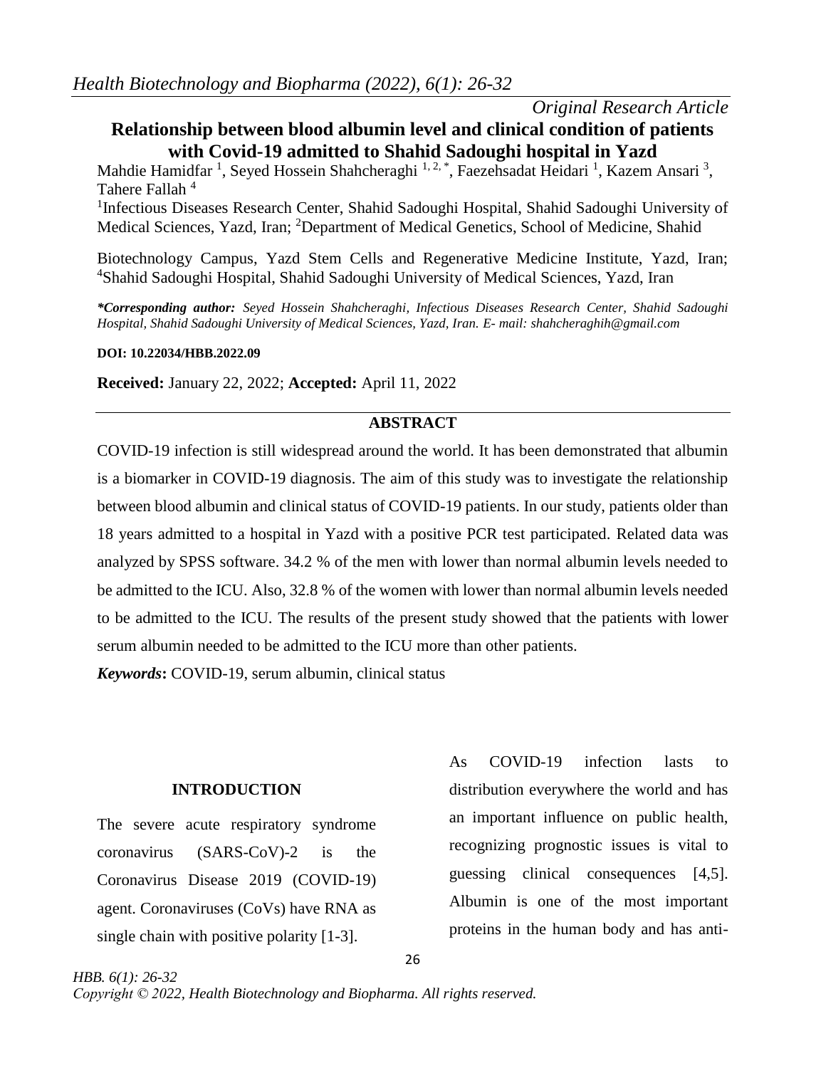*Original Research Article*

# Relationship between blood albumin level and clinical condition of patients with Covid-19 admitted to Shahid Sadoughi hospital in Yazd

Mahdie Hamidfar [1], Seyed Hossein Shahcheraghi [1, 2, *], Faezehsadat Heidari [1], Kazem Ansari [3], Tahere Fallah [4]

[1]Infectious Diseases Research Center, Shahid Sadoughi Hospital, Shahid Sadoughi University of Medical Sciences, Yazd, Iran; [2]Department of Medical Genetics, School of Medicine, Shahid

Biotechnology Campus, Yazd Stem Cells and Regenerative Medicine Institute, Yazd, Iran; [4]Shahid Sadoughi Hospital, Shahid Sadoughi University of Medical Sciences, Yazd, Iran

***Corresponding author:** *Seyed Hossein Shahcheraghi, Infectious Diseases Research Center, Shahid Sadoughi Hospital, Shahid Sadoughi University of Medical Sciences, Yazd, Iran. E- mail: shahcheraghih@gmail.com*

**DOI: 10.22034/HBB.2022.09**

**Received:** January 22, 2022; **Accepted:** April 11, 2022

## ABSTRACT

COVID-19 infection is still widespread around the world. It has been demonstrated that albumin is a biomarker in COVID-19 diagnosis. The aim of this study was to investigate the relationship between blood albumin and clinical status of COVID-19 patients. In our study, patients older than 18 years admitted to a hospital in Yazd with a positive PCR test participated. Related data was analyzed by SPSS software. 34.2 % of the men with lower than normal albumin levels needed to be admitted to the ICU. Also, 32.8 % of the women with lower than normal albumin levels needed to be admitted to the ICU. The results of the present study showed that the patients with lower serum albumin needed to be admitted to the ICU more than other patients.

***Keywords*:** COVID-19, serum albumin, clinical status

## INTRODUCTION

The severe acute respiratory syndrome coronavirus (SARS-CoV)-2 is the Coronavirus Disease 2019 (COVID-19) agent. Coronaviruses (CoVs) have RNA as single chain with positive polarity [1-3].

As COVID-19 infection lasts to distribution everywhere the world and has an important influence on public health, recognizing prognostic issues is vital to guessing clinical consequences [4,5]. Albumin is one of the most important proteins in the human body and has anti-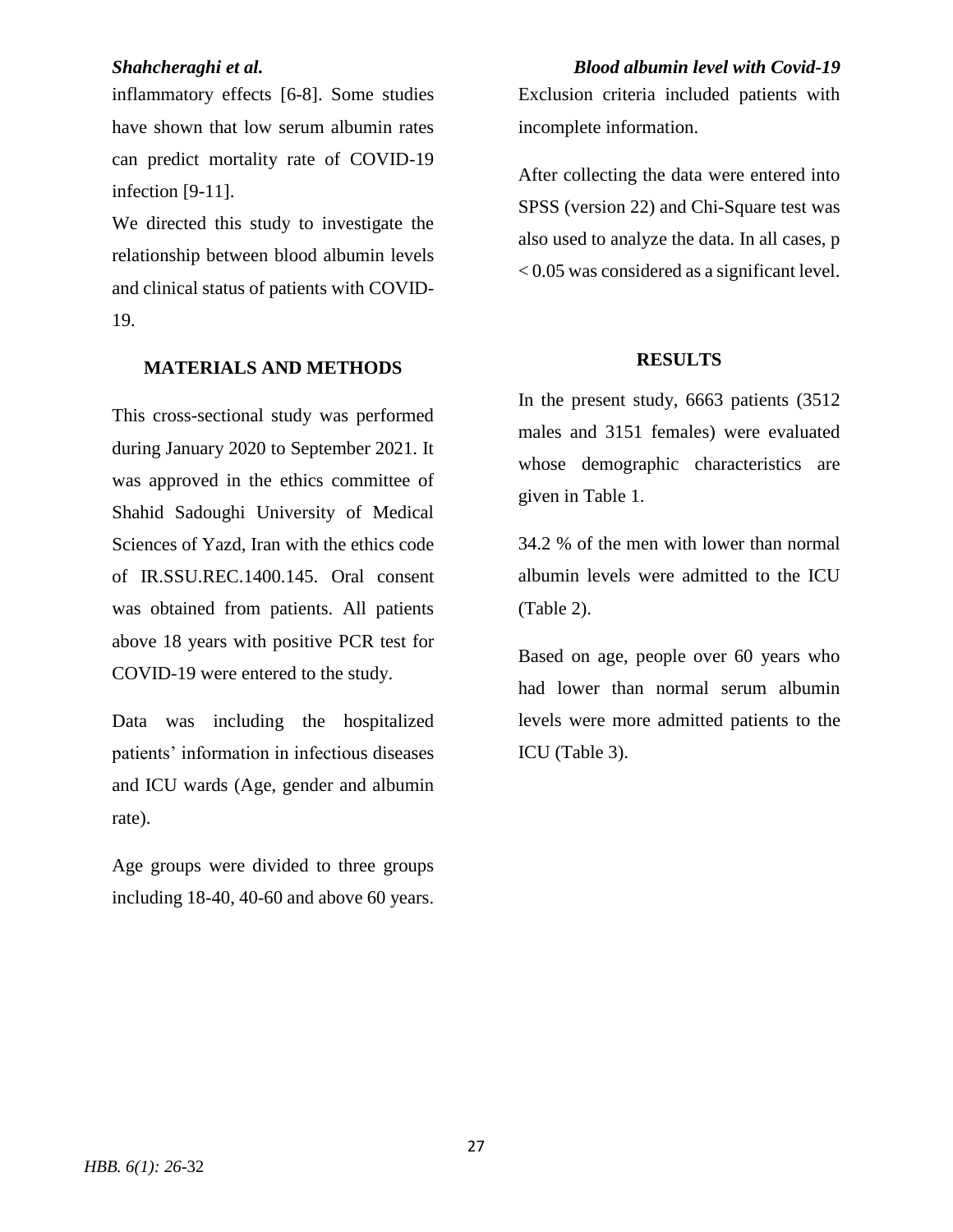inflammatory effects [6-8]. Some studies have shown that low serum albumin rates can predict mortality rate of COVID-19 infection [9-11].

We directed this study to investigate the relationship between blood albumin levels and clinical status of patients with COVID-19.

## MATERIALS AND METHODS

This cross-sectional study was performed during January 2020 to September 2021. It was approved in the ethics committee of Shahid Sadoughi University of Medical Sciences of Yazd, Iran with the ethics code of IR.SSU.REC.1400.145. Oral consent was obtained from patients. All patients above 18 years with positive PCR test for COVID-19 were entered to the study.

Data was including the hospitalized patients' information in infectious diseases and ICU wards (Age, gender and albumin rate).

Age groups were divided to three groups including 18-40, 40-60 and above 60 years. Exclusion criteria included patients with incomplete information.

After collecting the data were entered into SPSS (version 22) and Chi-Square test was also used to analyze the data. In all cases, $p < 0.05$ was considered as a significant level.

## RESULTS

In the present study, 6663 patients (3512 males and 3151 females) were evaluated whose demographic characteristics are given in Table 1.

34.2 % of the men with lower than normal albumin levels were admitted to the ICU (Table 2).

Based on age, people over 60 years who had lower than normal serum albumin levels were more admitted patients to the ICU (Table 3).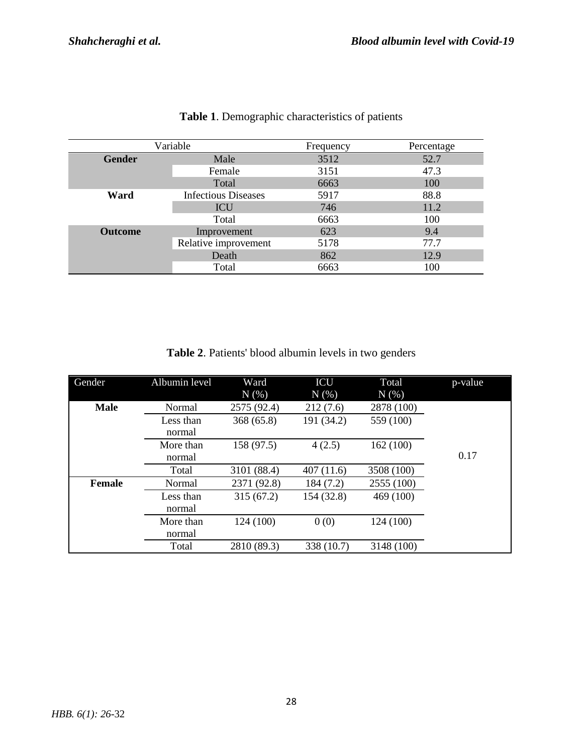**Table 1**. Demographic characteristics of patients

| Variable | | Frequency | Percentage |
|---|---|---|---|
| **Gender** | Male | 3512 | 52.7 |
| | Female | 3151 | 47.3 |
| | Total | 6663 | 100 |
| **Ward** | Infectious Diseases | 5917 | 88.8 |
| | ICU | 746 | 11.2 |
| | Total | 6663 | 100 |
| **Outcome** | Improvement | 623 | 9.4 |
| | Relative improvement | 5178 | 77.7 |
| | Death | 862 | 12.9 |
| | Total | 6663 | 100 |

**Table 2**. Patients' blood albumin levels in two genders

| Gender | Albumin level | Ward N (%) | ICU N (%) | Total N (%) | p-value |
|---|---|---|---|---|---|
| **Male** | Normal | 2575 (92.4) | 212 (7.6) | 2878 (100) | 0.17 |
| | Less than normal | 368 (65.8) | 191 (34.2) | 559 (100) | |
| | More than normal | 158 (97.5) | 4 (2.5) | 162 (100) | |
| | Total | 3101 (88.4) | 407 (11.6) | 3508 (100) | |
| **Female** | Normal | 2371 (92.8) | 184 (7.2) | 2555 (100) | |
| | Less than normal | 315 (67.2) | 154 (32.8) | 469 (100) | |
| | More than normal | 124 (100) | 0 (0) | 124 (100) | |
| | Total | 2810 (89.3) | 338 (10.7) | 3148 (100) | |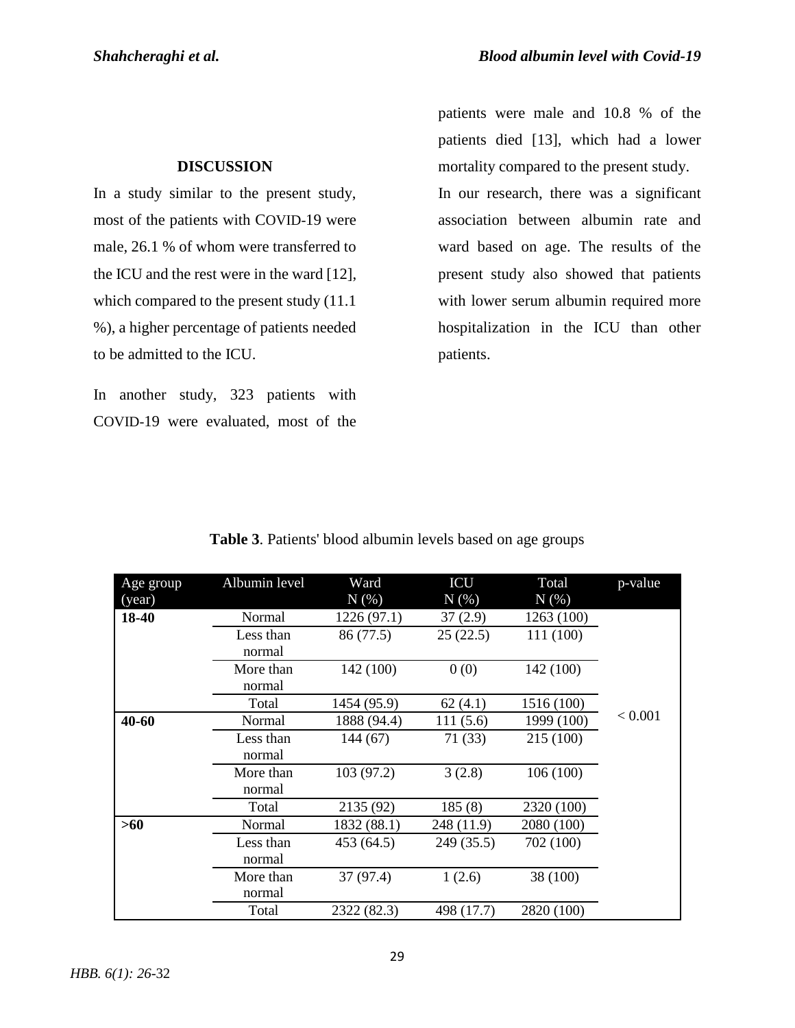## DISCUSSION

In a study similar to the present study, most of the patients with COVID-19 were male, 26.1 % of whom were transferred to the ICU and the rest were in the ward [12], which compared to the present study (11.1 %), a higher percentage of patients needed to be admitted to the ICU.

In another study, 323 patients with COVID-19 were evaluated, most of the patients were male and 10.8 % of the patients died [13], which had a lower mortality compared to the present study.

In our research, there was a significant association between albumin rate and ward based on age. The results of the present study also showed that patients with lower serum albumin required more hospitalization in the ICU than other patients.

**Table 3**. Patients' blood albumin levels based on age groups

| Age group (year) | Albumin level | Ward N (%) | ICU N (%) | Total N (%) | p-value |
|---|---|---|---|---|---|
| **18-40** | Normal | 1226 (97.1) | 37 (2.9) | 1263 (100) | < 0.001 |
| | Less than normal | 86 (77.5) | 25 (22.5) | 111 (100) | |
| | More than normal | 142 (100) | 0 (0) | 142 (100) | |
| | Total | 1454 (95.9) | 62 (4.1) | 1516 (100) | |
| **40-60** | Normal | 1888 (94.4) | 111 (5.6) | 1999 (100) | |
| | Less than normal | 144 (67) | 71 (33) | 215 (100) | |
| | More than normal | 103 (97.2) | 3 (2.8) | 106 (100) | |
| | Total | 2135 (92) | 185 (8) | 2320 (100) | |
| **>60** | Normal | 1832 (88.1) | 248 (11.9) | 2080 (100) | |
| | Less than normal | 453 (64.5) | 249 (35.5) | 702 (100) | |
| | More than normal | 37 (97.4) | 1 (2.6) | 38 (100) | |
| | Total | 2322 (82.3) | 498 (17.7) | 2820 (100) | |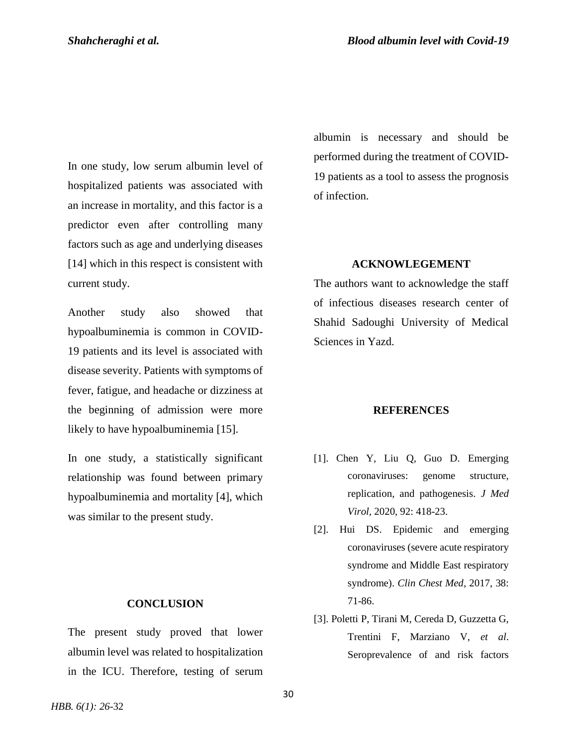In one study, low serum albumin level of hospitalized patients was associated with an increase in mortality, and this factor is a predictor even after controlling many factors such as age and underlying diseases [14] which in this respect is consistent with current study.

Another study also showed that hypoalbuminemia is common in COVID-19 patients and its level is associated with disease severity. Patients with symptoms of fever, fatigue, and headache or dizziness at the beginning of admission were more likely to have hypoalbuminemia [15].

In one study, a statistically significant relationship was found between primary hypoalbuminemia and mortality [4], which was similar to the present study.

## CONCLUSION

The present study proved that lower albumin level was related to hospitalization in the ICU. Therefore, testing of serum albumin is necessary and should be performed during the treatment of COVID-19 patients as a tool to assess the prognosis of infection.

## ACKNOWLEGEMENT

The authors want to acknowledge the staff of infectious diseases research center of Shahid Sadoughi University of Medical Sciences in Yazd.

## REFERENCES

[1]. Chen Y, Liu Q, Guo D. Emerging coronaviruses: genome structure, replication, and pathogenesis. *J Med Virol*, 2020, 92: 418-23.

[2]. Hui DS. Epidemic and emerging coronaviruses (severe acute respiratory syndrome and Middle East respiratory syndrome). *Clin Chest Med*, 2017, 38: 71-86.

[3]. Poletti P, Tirani M, Cereda D, Guzzetta G, Trentini F, Marziano V, *et al*. Seroprevalence of and risk factors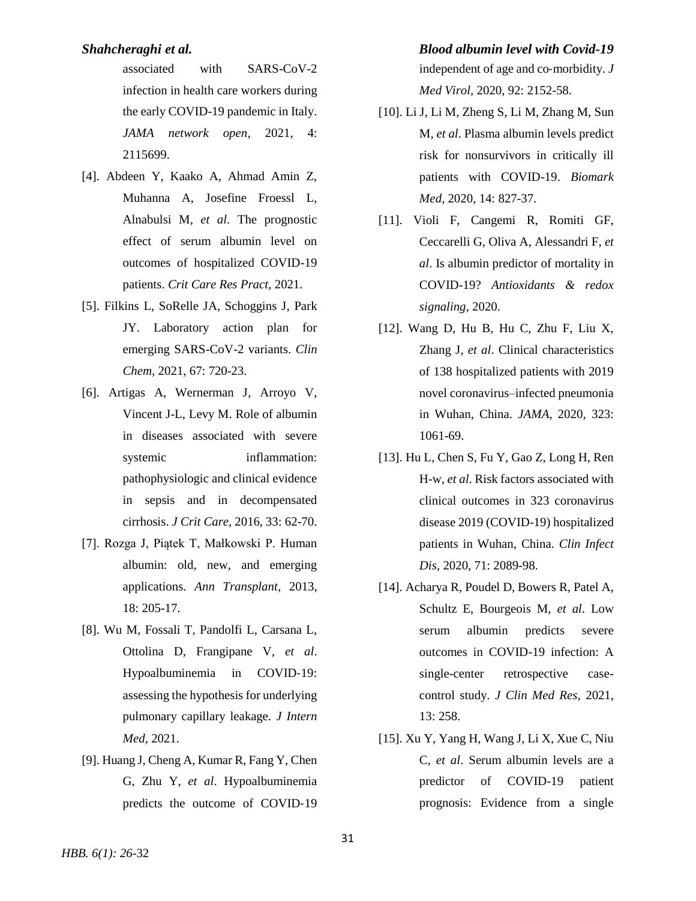associated with SARS-CoV-2 infection in health care workers during the early COVID-19 pandemic in Italy. *JAMA network open*, 2021, 4: 2115699.

[4]. Abdeen Y, Kaako A, Ahmad Amin Z, Muhanna A, Josefine Froessl L, Alnabulsi M, *et al*. The prognostic effect of serum albumin level on outcomes of hospitalized COVID-19 patients. *Crit Care Res Pract*, 2021.

[5]. Filkins L, SoRelle JA, Schoggins J, Park JY. Laboratory action plan for emerging SARS-CoV-2 variants. *Clin Chem*, 2021, 67: 720-23.

[6]. Artigas A, Wernerman J, Arroyo V, Vincent J-L, Levy M. Role of albumin in diseases associated with severe systemic inflammation: pathophysiologic and clinical evidence in sepsis and in decompensated cirrhosis. *J Crit Care*, 2016, 33: 62-70.

[7]. Rozga J, Piątek T, Małkowski P. Human albumin: old, new, and emerging applications. *Ann Transplant*, 2013, 18: 205-17.

[8]. Wu M, Fossali T, Pandolfi L, Carsana L, Ottolina D, Frangipane V, *et al*. Hypoalbuminemia in COVID-19: assessing the hypothesis for underlying pulmonary capillary leakage. *J Intern Med*, 2021.

[9]. Huang J, Cheng A, Kumar R, Fang Y, Chen G, Zhu Y, *et al*. Hypoalbuminemia predicts the outcome of COVID-19 independent of age and co-morbidity. *J Med Virol*, 2020, 92: 2152-58.

[10]. Li J, Li M, Zheng S, Li M, Zhang M, Sun M, *et al*. Plasma albumin levels predict risk for nonsurvivors in critically ill patients with COVID-19. *Biomark Med*, 2020, 14: 827-37.

[11]. Violi F, Cangemi R, Romiti GF, Ceccarelli G, Oliva A, Alessandri F, *et al*. Is albumin predictor of mortality in COVID-19? *Antioxidants & redox signaling*, 2020.

[12]. Wang D, Hu B, Hu C, Zhu F, Liu X, Zhang J, *et al*. Clinical characteristics of 138 hospitalized patients with 2019 novel coronavirus–infected pneumonia in Wuhan, China. *JAMA*, 2020, 323: 1061-69.

[13]. Hu L, Chen S, Fu Y, Gao Z, Long H, Ren H-w, *et al*. Risk factors associated with clinical outcomes in 323 coronavirus disease 2019 (COVID-19) hospitalized patients in Wuhan, China. *Clin Infect Dis*, 2020, 71: 2089-98.

[14]. Acharya R, Poudel D, Bowers R, Patel A, Schultz E, Bourgeois M, *et al*. Low serum albumin predicts severe outcomes in COVID-19 infection: A single-center retrospective case-control study. *J Clin Med Res*, 2021, 13: 258.

[15]. Xu Y, Yang H, Wang J, Li X, Xue C, Niu C, *et al*. Serum albumin levels are a predictor of COVID-19 patient prognosis: Evidence from a single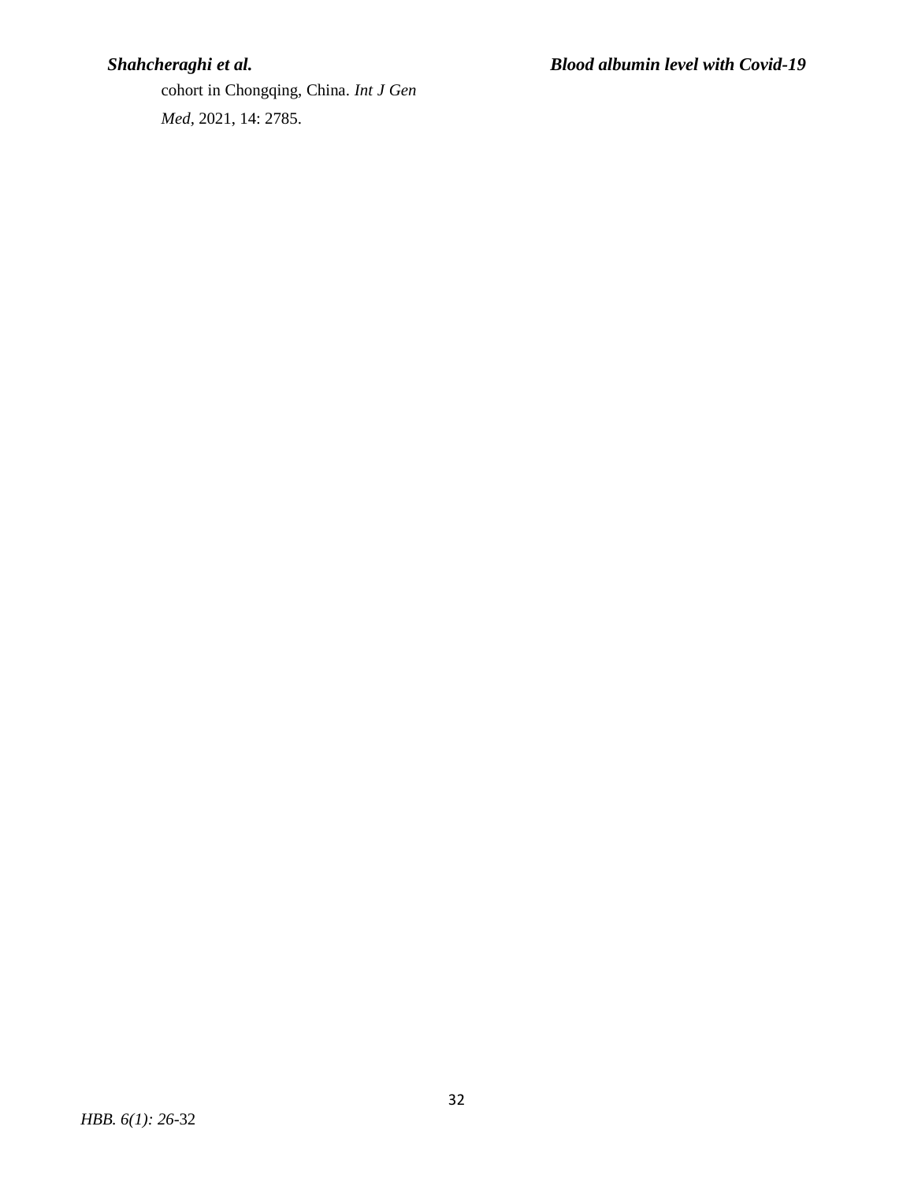cohort in Chongqing, China. *Int J Gen Med*, 2021, 14: 2785.